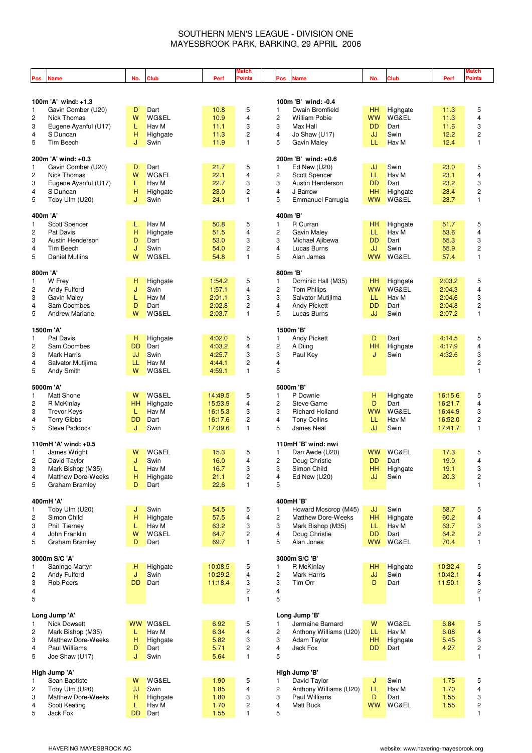# SOUTHERN MEN'S LEAGUE - DIVISION ONE
## MAYESBROOK PARK, BARKING, 29 APRIL 2006

### 100m 'A' wind: +1.3

| Pos | Name | No. | Club | Perf | Match Points |
|---|---|---|---|---|---|
| 1 | Gavin Comber (U20) | D | Dart | 10.8 | 5 |
| 2 | Nick Thomas | W | WG&EL | 10.9 | 4 |
| 3 | Eugene Ayanful (U17) | L | Hav M | 11.1 | 3 |
| 4 | S Duncan | H | Highgate | 11.3 | 2 |
| 5 | Tim Beech | J | Swin | 11.9 | 1 |

### 100m 'B' wind: -0.4

| Pos | Name | No. | Club | Perf | Match Points |
|---|---|---|---|---|---|
| 1 | Dwain Bromfield | HH | Highgate | 11.3 | 5 |
| 2 | William Pobie | WW | WG&EL | 11.3 | 4 |
| 3 | Max Hall | DD | Dart | 11.6 | 3 |
| 4 | Jo Shaw (U17) | JJ | Swin | 12.2 | 2 |
| 5 | Gavin Maley | LL | Hav M | 12.4 | 1 |

### 200m 'A' wind: +0.3

| Pos | Name | No. | Club | Perf | Match Points |
|---|---|---|---|---|---|
| 1 | Gavin Comber (U20) | D | Dart | 21.7 | 5 |
| 2 | Nick Thomas | W | WG&EL | 22.1 | 4 |
| 3 | Eugene Ayanful (U17) | L | Hav M | 22.7 | 3 |
| 4 | S Duncan | H | Highgate | 23.0 | 2 |
| 5 | Toby Ulm (U20) | J | Swin | 24.1 | 1 |

### 200m 'B' wind: +0.6

| Pos | Name | No. | Club | Perf | Match Points |
|---|---|---|---|---|---|
| 1 | Ed New (U20) | JJ | Swin | 23.0 | 5 |
| 2 | Scott Spencer | LL | Hav M | 23.1 | 4 |
| 3 | Austin Henderson | DD | Dart | 23.2 | 3 |
| 4 | J Barrow | HH | Highgate | 23.4 | 2 |
| 5 | Emmanuel Farrugia | WW | WG&EL | 23.7 | 1 |

### 400m 'A'

| Pos | Name | No. | Club | Perf | Match Points |
|---|---|---|---|---|---|
| 1 | Scott Spencer | L | Hav M | 50.8 | 5 |
| 2 | Pat Davis | H | Highgate | 51.5 | 4 |
| 3 | Austin Henderson | D | Dart | 53.0 | 3 |
| 4 | Tim Beech | J | Swin | 54.0 | 2 |
| 5 | Daniel Mullins | W | WG&EL | 54.8 | 1 |

### 400m 'B'

| Pos | Name | No. | Club | Perf | Match Points |
|---|---|---|---|---|---|
| 1 | R Curran | HH | Highgate | 51.7 | 5 |
| 2 | Gavin Maley | LL | Hav M | 53.6 | 4 |
| 3 | Michael Ajibewa | DD | Dart | 55.3 | 3 |
| 4 | Lucas Burns | JJ | Swin | 55.9 | 2 |
| 5 | Alan James | WW | WG&EL | 57.4 | 1 |

### 800m 'A'

| Pos | Name | No. | Club | Perf | Match Points |
|---|---|---|---|---|---|
| 1 | W Frey | H | Highgate | 1:54.2 | 5 |
| 2 | Andy Fulford | J | Swin | 1:57.1 | 4 |
| 3 | Gavin Maley | L | Hav M | 2:01.1 | 3 |
| 4 | Sam Coombes | D | Dart | 2:02.8 | 2 |
| 5 | Andrew Mariane | W | WG&EL | 2:03.7 | 1 |

### 800m 'B'

| Pos | Name | No. | Club | Perf | Match Points |
|---|---|---|---|---|---|
| 1 | Dominic Hall (M35) | HH | Highgate | 2:03.2 | 5 |
| 2 | Tom Philips | WW | WG&EL | 2:04.3 | 4 |
| 3 | Salvator Mutijima | LL | Hav M | 2:04.6 | 3 |
| 4 | Andy Pickett | DD | Dart | 2:04.8 | 2 |
| 5 | Lucas Burns | JJ | Swin | 2:07.2 | 1 |

### 1500m 'A'

| Pos | Name | No. | Club | Perf | Match Points |
|---|---|---|---|---|---|
| 1 | Pat Davis | H | Highgate | 4:02.0 | 5 |
| 2 | Sam Coombes | DD | Dart | 4:03.2 | 4 |
| 3 | Mark Harris | JJ | Swin | 4:25.7 | 3 |
| 4 | Salvator Mutijima | LL | Hav M | 4:44.1 | 2 |
| 5 | Andy Smith | W | WG&EL | 4:59.1 | 1 |

### 1500m 'B'

| Pos | Name | No. | Club | Perf | Match Points |
|---|---|---|---|---|---|
| 1 | Andy Pickett | D | Dart | 4:14.5 | 5 |
| 2 | A Diing | HH | Highgate | 4:17.9 | 4 |
| 3 | Paul Key | J | Swin | 4:32.6 | 3 |
| 4 | | | | | 2 |
| 5 | | | | | 1 |

### 5000m 'A'

| Pos | Name | No. | Club | Perf | Match Points |
|---|---|---|---|---|---|
| 1 | Matt Shone | W | WG&EL | 14:49.5 | 5 |
| 2 | R McKinlay | HH | Highgate | 15:53.9 | 4 |
| 3 | Trevor Keys | L | Hav M | 16:15.3 | 3 |
| 4 | Terry Gibbs | DD | Dart | 16:17.6 | 2 |
| 5 | Steve Paddock | J | Swin | 17:39.6 | 1 |

### 5000m 'B'

| Pos | Name | No. | Club | Perf | Match Points |
|---|---|---|---|---|---|
| 1 | P Downie | H | Highgate | 16:15.6 | 5 |
| 2 | Steve Game | D | Dart | 16:21.7 | 4 |
| 3 | Richard Holland | WW | WG&EL | 16:44.9 | 3 |
| 4 | Tony Collins | LL | Hav M | 16:52.0 | 2 |
| 5 | James Neal | JJ | Swin | 17:41.7 | 1 |

### 110mH 'A' wind: +0.5

| Pos | Name | No. | Club | Perf | Match Points |
|---|---|---|---|---|---|
| 1 | James Wright | W | WG&EL | 15.3 | 5 |
| 2 | David Taylor | J | Swin | 16.0 | 4 |
| 3 | Mark Bishop (M35) | L | Hav M | 16.7 | 3 |
| 4 | Matthew Dore-Weeks | H | Highgate | 21.1 | 2 |
| 5 | Graham Bramley | D | Dart | 22.6 | 1 |

### 110mH 'B' wind: nwi

| Pos | Name | No. | Club | Perf | Match Points |
|---|---|---|---|---|---|
| 1 | Dan Awde (U20) | WW | WG&EL | 17.3 | 5 |
| 2 | Doug Christie | DD | Dart | 19.0 | 4 |
| 3 | Simon Child | HH | Highgate | 19.1 | 3 |
| 4 | Ed New (U20) | JJ | Swin | 20.3 | 2 |
| 5 | | | | | 1 |

### 400mH 'A'

| Pos | Name | No. | Club | Perf | Match Points |
|---|---|---|---|---|---|
| 1 | Toby Ulm (U20) | J | Swin | 54.5 | 5 |
| 2 | Simon Child | H | Highgate | 57.5 | 4 |
| 3 | Phil Tierney | L | Hav M | 63.2 | 3 |
| 4 | John Franklin | W | WG&EL | 64.7 | 2 |
| 5 | Graham Bramley | D | Dart | 69.7 | 1 |

### 400mH 'B'

| Pos | Name | No. | Club | Perf | Match Points |
|---|---|---|---|---|---|
| 1 | Howard Moscrop (M45) | JJ | Swin | 58.7 | 5 |
| 2 | Matthew Dore-Weeks | HH | Highgate | 60.2 | 4 |
| 3 | Mark Bishop (M35) | LL | Hav M | 63.7 | 3 |
| 4 | Doug Christie | DD | Dart | 64.2 | 2 |
| 5 | Alan Jones | WW | WG&EL | 70.4 | 1 |

### 3000m S/C 'A'

| Pos | Name | No. | Club | Perf | Match Points |
|---|---|---|---|---|---|
| 1 | Saningo Martyn | H | Highgate | 10:08.5 | 5 |
| 2 | Andy Fulford | J | Swin | 10:29.2 | 4 |
| 3 | Rob Peers | DD | Dart | 11:18.4 | 3 |
| 4 | | | | | 2 |
| 5 | | | | | 1 |

### 3000m S/C 'B'

| Pos | Name | No. | Club | Perf | Match Points |
|---|---|---|---|---|---|
| 1 | R McKinlay | HH | Highgate | 10:32.4 | 5 |
| 2 | Mark Harris | JJ | Swin | 10:42.1 | 4 |
| 3 | Tim Orr | D | Dart | 11:50.1 | 3 |
| 4 | | | | | 2 |
| 5 | | | | | 1 |

### Long Jump 'A'

| Pos | Name | No. | Club | Perf | Match Points |
|---|---|---|---|---|---|
| 1 | Nick Dowsett | WW | WG&EL | 6.92 | 5 |
| 2 | Mark Bishop (M35) | L | Hav M | 6.34 | 4 |
| 3 | Matthew Dore-Weeks | H | Highgate | 5.82 | 3 |
| 4 | Paul Williams | D | Dart | 5.71 | 2 |
| 5 | Joe Shaw (U17) | J | Swin | 5.64 | 1 |

### Long Jump 'B'

| Pos | Name | No. | Club | Perf | Match Points |
|---|---|---|---|---|---|
| 1 | Jermaine Barnard | W | WG&EL | 6.84 | 5 |
| 2 | Anthony Williams (U20) | LL | Hav M | 6.08 | 4 |
| 3 | Adam Taylor | HH | Highgate | 5.45 | 3 |
| 4 | Jack Fox | DD | Dart | 4.27 | 2 |
| 5 | | | | | 1 |

### High Jump 'A'

| Pos | Name | No. | Club | Perf | Match Points |
|---|---|---|---|---|---|
| 1 | Sean Baptiste | W | WG&EL | 1.90 | 5 |
| 2 | Toby Ulm (U20) | JJ | Swin | 1.85 | 4 |
| 3 | Matthew Dore-Weeks | H | Highgate | 1.80 | 3 |
| 4 | Scott Keating | L | Hav M | 1.70 | 2 |
| 5 | Jack Fox | DD | Dart | 1.55 | 1 |

### High Jump 'B'

| Pos | Name | No. | Club | Perf | Match Points |
|---|---|---|---|---|---|
| 1 | David Taylor | J | Swin | 1.75 | 5 |
| 2 | Anthony Williams (U20) | LL | Hav M | 1.70 | 4 |
| 3 | Paul Williams | D | Dart | 1.55 | 3 |
| 4 | Matt Buck | WW | WG&EL | 1.55 | 2 |
| 5 | | | | | 1 |

HAVERING MAYESBROOK AC — website: www.havering-mayesbrook.org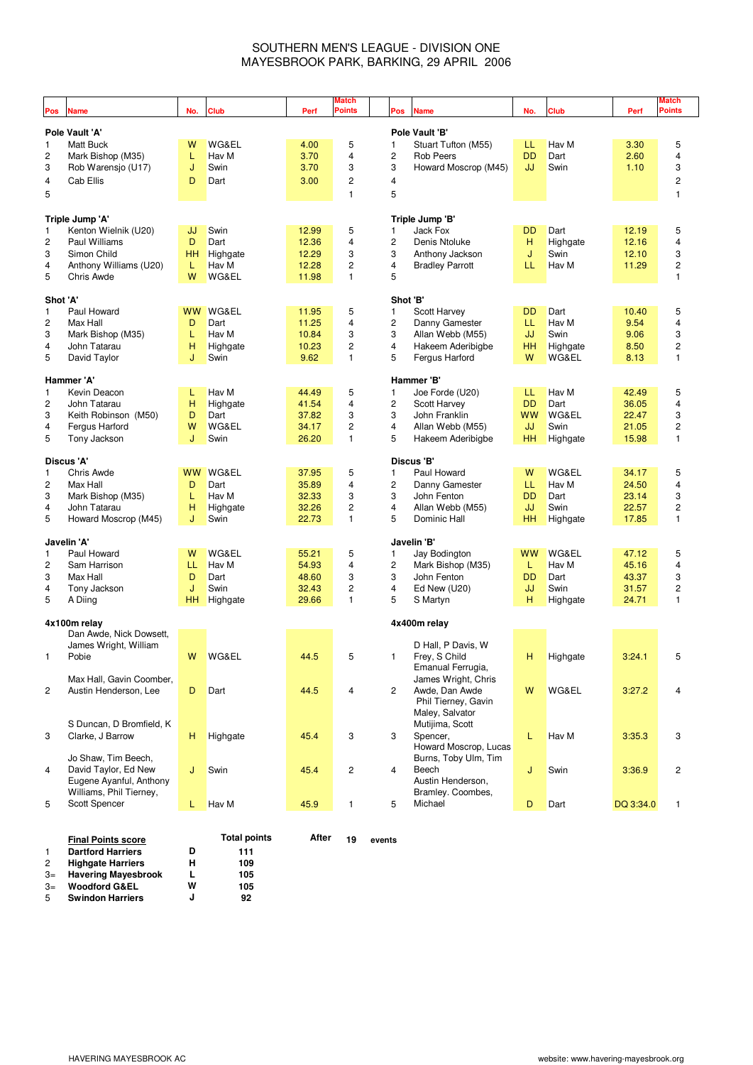# SOUTHERN MEN'S LEAGUE - DIVISION ONE
## MAYESBROOK PARK, BARKING, 29 APRIL 2006

### Pole Vault 'A'

| Pos | Name | No. | Club | Perf | Match Points |
|---|---|---|---|---|---|
| 1 | Matt Buck | W | WG&EL | 4.00 | 5 |
| 2 | Mark Bishop (M35) | L | Hav M | 3.70 | 4 |
| 3 | Rob Warensjo (U17) | J | Swin | 3.70 | 3 |
| 4 | Cab Ellis | D | Dart | 3.00 | 2 |
| 5 | | | | | 1 |

### Pole Vault 'B'

| Pos | Name | No. | Club | Perf | Match Points |
|---|---|---|---|---|---|
| 1 | Stuart Tufton (M55) | LL | Hav M | 3.30 | 5 |
| 2 | Rob Peers | DD | Dart | 2.60 | 4 |
| 3 | Howard Moscrop (M45) | JJ | Swin | 1.10 | 3 |
| 4 | | | | | 2 |
| 5 | | | | | 1 |

### Triple Jump 'A'

| Pos | Name | No. | Club | Perf | Match Points |
|---|---|---|---|---|---|
| 1 | Kenton Wielnik (U20) | JJ | Swin | 12.99 | 5 |
| 2 | Paul Williams | D | Dart | 12.36 | 4 |
| 3 | Simon Child | HH | Highgate | 12.29 | 3 |
| 4 | Anthony Williams (U20) | L | Hav M | 12.28 | 2 |
| 5 | Chris Awde | W | WG&EL | 11.98 | 1 |

### Triple Jump 'B'

| Pos | Name | No. | Club | Perf | Match Points |
|---|---|---|---|---|---|
| 1 | Jack Fox | DD | Dart | 12.19 | 5 |
| 2 | Denis Ntoluke | H | Highgate | 12.16 | 4 |
| 3 | Anthony Jackson | J | Swin | 12.10 | 3 |
| 4 | Bradley Parrott | LL | Hav M | 11.29 | 2 |
| 5 | | | | | 1 |

### Shot 'A'

| Pos | Name | No. | Club | Perf | Match Points |
|---|---|---|---|---|---|
| 1 | Paul Howard | WW | WG&EL | 11.95 | 5 |
| 2 | Max Hall | D | Dart | 11.25 | 4 |
| 3 | Mark Bishop (M35) | L | Hav M | 10.84 | 3 |
| 4 | John Tatarau | H | Highgate | 10.23 | 2 |
| 5 | David Taylor | J | Swin | 9.62 | 1 |

### Shot 'B'

| Pos | Name | No. | Club | Perf | Match Points |
|---|---|---|---|---|---|
| 1 | Scott Harvey | DD | Dart | 10.40 | 5 |
| 2 | Danny Gamester | LL | Hav M | 9.54 | 4 |
| 3 | Allan Webb (M55) | JJ | Swin | 9.06 | 3 |
| 4 | Hakeem Aderibigbe | HH | Highgate | 8.50 | 2 |
| 5 | Fergus Harford | W | WG&EL | 8.13 | 1 |

### Hammer 'A'

| Pos | Name | No. | Club | Perf | Match Points |
|---|---|---|---|---|---|
| 1 | Kevin Deacon | L | Hav M | 44.49 | 5 |
| 2 | John Tatarau | H | Highgate | 41.54 | 4 |
| 3 | Keith Robinson (M50) | D | Dart | 37.82 | 3 |
| 4 | Fergus Harford | W | WG&EL | 34.17 | 2 |
| 5 | Tony Jackson | J | Swin | 26.20 | 1 |

### Hammer 'B'

| Pos | Name | No. | Club | Perf | Match Points |
|---|---|---|---|---|---|
| 1 | Joe Forde (U20) | LL | Hav M | 42.49 | 5 |
| 2 | Scott Harvey | DD | Dart | 36.05 | 4 |
| 3 | John Franklin | WW | WG&EL | 22.47 | 3 |
| 4 | Allan Webb (M55) | JJ | Swin | 21.05 | 2 |
| 5 | Hakeem Aderibigbe | HH | Highgate | 15.98 | 1 |

### Discus 'A'

| Pos | Name | No. | Club | Perf | Match Points |
|---|---|---|---|---|---|
| 1 | Chris Awde | WW | WG&EL | 37.95 | 5 |
| 2 | Max Hall | D | Dart | 35.89 | 4 |
| 3 | Mark Bishop (M35) | L | Hav M | 32.33 | 3 |
| 4 | John Tatarau | H | Highgate | 32.26 | 2 |
| 5 | Howard Moscrop (M45) | J | Swin | 22.73 | 1 |

### Discus 'B'

| Pos | Name | No. | Club | Perf | Match Points |
|---|---|---|---|---|---|
| 1 | Paul Howard | W | WG&EL | 34.17 | 5 |
| 2 | Danny Gamester | LL | Hav M | 24.50 | 4 |
| 3 | John Fenton | DD | Dart | 23.14 | 3 |
| 4 | Allan Webb (M55) | JJ | Swin | 22.57 | 2 |
| 5 | Dominic Hall | HH | Highgate | 17.85 | 1 |

### Javelin 'A'

| Pos | Name | No. | Club | Perf | Match Points |
|---|---|---|---|---|---|
| 1 | Paul Howard | W | WG&EL | 55.21 | 5 |
| 2 | Sam Harrison | LL | Hav M | 54.93 | 4 |
| 3 | Max Hall | D | Dart | 48.60 | 3 |
| 4 | Tony Jackson | J | Swin | 32.43 | 2 |
| 5 | A Diing | HH | Highgate | 29.66 | 1 |

### Javelin 'B'

| Pos | Name | No. | Club | Perf | Match Points |
|---|---|---|---|---|---|
| 1 | Jay Bodington | WW | WG&EL | 47.12 | 5 |
| 2 | Mark Bishop (M35) | L | Hav M | 45.16 | 4 |
| 3 | John Fenton | DD | Dart | 43.37 | 3 |
| 4 | Ed New (U20) | JJ | Swin | 31.57 | 2 |
| 5 | S Martyn | H | Highgate | 24.71 | 1 |

### 4x100m relay

| Pos | Name | No. | Club | Perf | Match Points |
|---|---|---|---|---|---|
| 1 | Dan Awde, Nick Dowsett, James Wright, William Pobie | W | WG&EL | 44.5 | 5 |
| 2 | Max Hall, Gavin Coomber, Austin Henderson, Lee | D | Dart | 44.5 | 4 |
| 3 | S Duncan, D Bromfield, K Clarke, J Barrow | H | Highgate | 45.4 | 3 |
| 4 | Jo Shaw, Tim Beech, David Taylor, Ed New | J | Swin | 45.4 | 2 |
| 5 | Eugene Ayanful, Anthony Williams, Phil Tierney, Scott Spencer | L | Hav M | 45.9 | 1 |

### 4x400m relay

| Pos | Name | No. | Club | Perf | Match Points |
|---|---|---|---|---|---|
| 1 | D Hall, P Davis, W Frey, S Child | H | Highgate | 3:24.1 | 5 |
| 2 | Emanual Ferrugia, James Wright, Chris Awde, Dan Awde | W | WG&EL | 3:27.2 | 4 |
| 3 | Phil Tierney, Gavin Maley, Salvator Mutijima, Scott Spencer, | L | Hav M | 3:35.3 | 3 |
| 4 | Howard Moscrop, Lucas Burns, Toby Ulm, Tim Beech | J | Swin | 3:36.9 | 2 |
| 5 | Austin Henderson, Bramley. Coombes, Michael | D | Dart | DQ 3:34.0 | 1 |

### Final Points score

| Pos | Club | | Total points |
|---|---|---|---|
| 1 | **Dartford Harriers** | **D** | **111** |
| 2 | **Highgate Harriers** | **H** | **109** |
| 3= | **Havering Mayesbrook** | **L** | **105** |
| 3= | **Woodford G&EL** | **W** | **105** |
| 5 | **Swindon Harriers** | **J** | **92** |

After **19** events